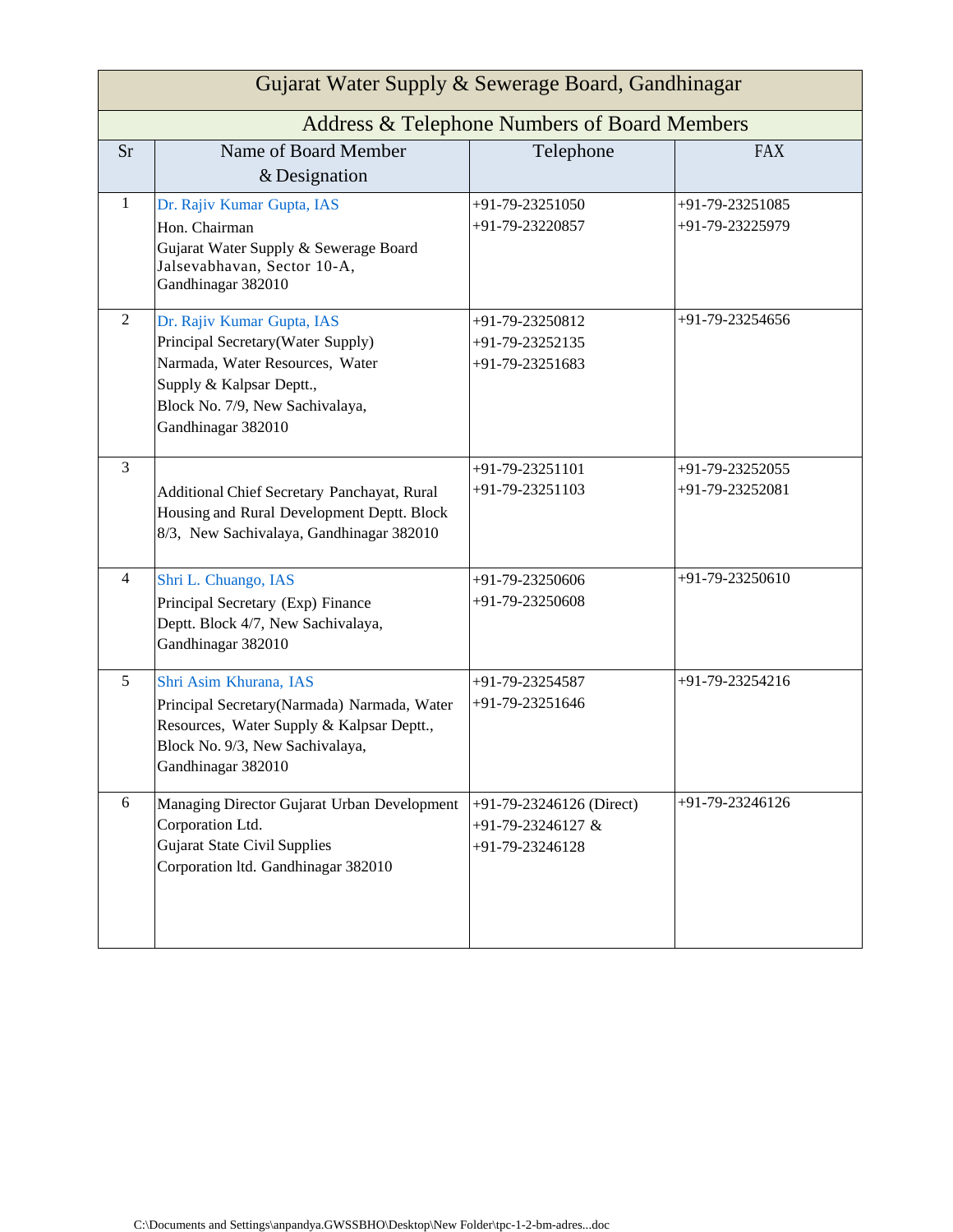# Gujarat Water Supply & Sewerage Board, Gandhinagar

## Address & Telephone Numbers of Board Members

| Sr | Name of Board Member & Designation | Telephone | FAX |
|---|---|---|---|
| 1 | Dr. Rajiv Kumar Gupta, IAS<br>Hon. Chairman<br>Gujarat Water Supply & Sewerage Board<br>Jalsevabhavan, Sector 10-A,<br>Gandhinagar 382010 | +91-79-23251050<br>+91-79-23220857 | +91-79-23251085<br>+91-79-23225979 |
| 2 | Dr. Rajiv Kumar Gupta, IAS<br>Principal Secretary(Water Supply)<br>Narmada, Water Resources, Water Supply & Kalpsar Deptt.,<br>Block No. 7/9, New Sachivalaya,<br>Gandhinagar 382010 | +91-79-23250812<br>+91-79-23252135<br>+91-79-23251683 | +91-79-23254656 |
| 3 | Additional Chief Secretary Panchayat, Rural Housing and Rural Development Deptt. Block 8/3, New Sachivalaya, Gandhinagar 382010 | +91-79-23251101<br>+91-79-23251103 | +91-79-23252055<br>+91-79-23252081 |
| 4 | Shri L. Chuango, IAS<br>Principal Secretary (Exp) Finance Deptt. Block 4/7, New Sachivalaya,<br>Gandhinagar 382010 | +91-79-23250606<br>+91-79-23250608 | +91-79-23250610 |
| 5 | Shri Asim Khurana, IAS<br>Principal Secretary(Narmada) Narmada, Water Resources, Water Supply & Kalpsar Deptt.,<br>Block No. 9/3, New Sachivalaya,<br>Gandhinagar 382010 | +91-79-23254587<br>+91-79-23251646 | +91-79-23254216 |
| 6 | Managing Director Gujarat Urban Development Corporation Ltd.<br>Gujarat State Civil Supplies<br>Corporation ltd. Gandhinagar 382010 | +91-79-23246126 (Direct)<br>+91-79-23246127 &<br>+91-79-23246128 | +91-79-23246126 |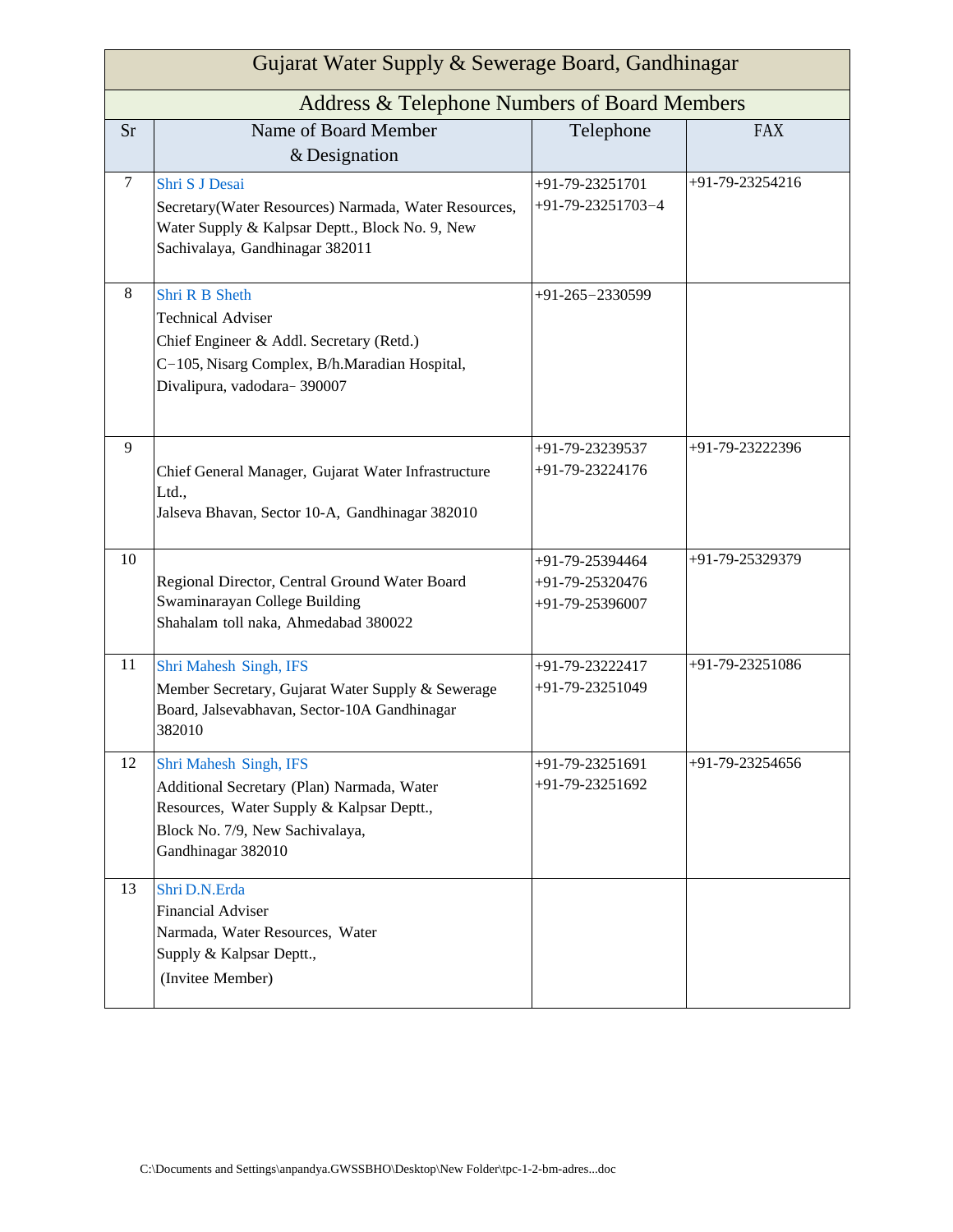# Gujarat Water Supply & Sewerage Board, Gandhinagar

## Address & Telephone Numbers of Board Members

| Sr | Name of Board Member & Designation | Telephone | FAX |
|---|---|---|---|
| 7 | Shri S J Desai<br>Secretary(Water Resources) Narmada, Water Resources, Water Supply & Kalpsar Deptt., Block No. 9, New Sachivalaya, Gandhinagar 382011 | +91-79-23251701<br>+91-79-23251703−4 | +91-79-23254216 |
| 8 | Shri R B Sheth<br>Technical Adviser<br>Chief Engineer & Addl. Secretary (Retd.)<br>C−105, Nisarg Complex, B/h.Maradian Hospital, Divalipura, vadodara− 390007 | +91-265−2330599 | |
| 9 | Chief General Manager, Gujarat Water Infrastructure Ltd.,<br>Jalseva Bhavan, Sector 10-A, Gandhinagar 382010 | +91-79-23239537<br>+91-79-23224176 | +91-79-23222396 |
| 10 | Regional Director, Central Ground Water Board<br>Swaminarayan College Building<br>Shahalam toll naka, Ahmedabad 380022 | +91-79-25394464<br>+91-79-25320476<br>+91-79-25396007 | +91-79-25329379 |
| 11 | Shri Mahesh Singh, IFS<br>Member Secretary, Gujarat Water Supply & Sewerage Board, Jalsevabhavan, Sector-10A Gandhinagar 382010 | +91-79-23222417<br>+91-79-23251049 | +91-79-23251086 |
| 12 | Shri Mahesh Singh, IFS<br>Additional Secretary (Plan) Narmada, Water Resources, Water Supply & Kalpsar Deptt.,<br>Block No. 7/9, New Sachivalaya,<br>Gandhinagar 382010 | +91-79-23251691<br>+91-79-23251692 | +91-79-23254656 |
| 13 | Shri D.N.Erda<br>Financial Adviser<br>Narmada, Water Resources, Water Supply & Kalpsar Deptt.,<br>(Invitee Member) | | |